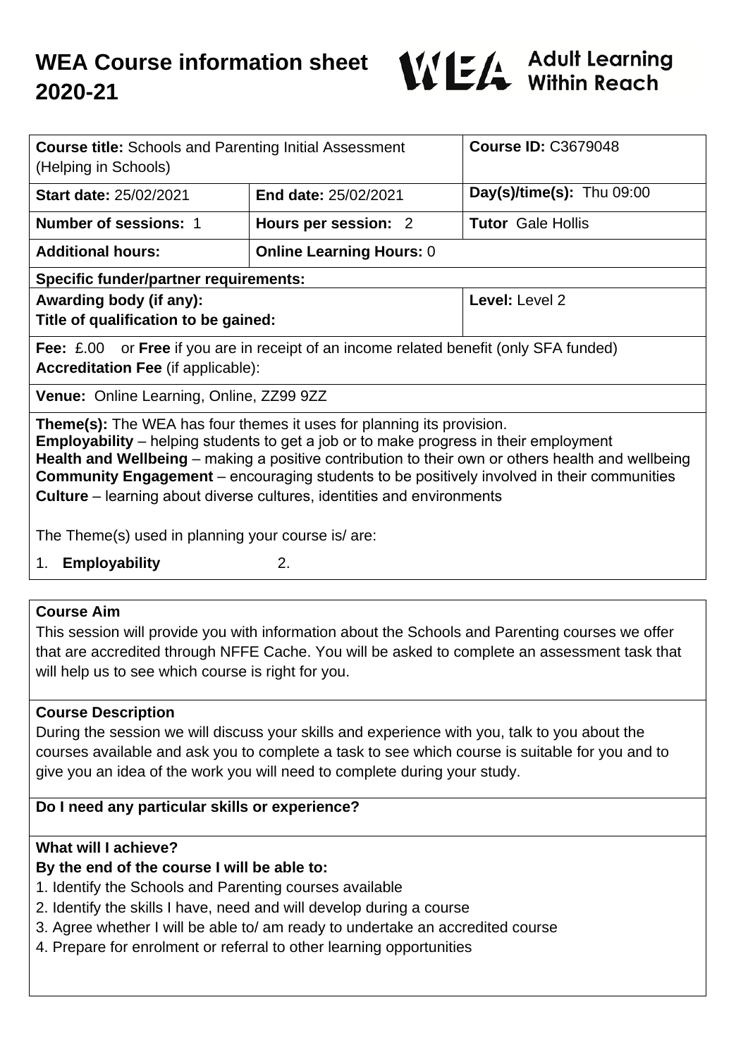# WEA Course information sheet 2020-21

WEA Adult Learning Within Reach

| **Course title:** Schools and Parenting Initial Assessment (Helping in Schools) | | **Course ID:** C3679048 |
|---|---|---|
| **Start date:** 25/02/2021 | **End date:** 25/02/2021 | **Day(s)/time(s):** Thu 09:00 |
| **Number of sessions:** 1 | **Hours per session:** 2 | **Tutor** Gale Hollis |
| **Additional hours:** | **Online Learning Hours:** 0 | |
| **Specific funder/partner requirements:** | | |
| **Awarding body (if any):** **Title of qualification to be gained:** | | **Level:** Level 2 |
| **Fee:** £.00 or **Free** if you are in receipt of an income related benefit (only SFA funded) **Accreditation Fee** (if applicable): | | |
| **Venue:** Online Learning, Online, ZZ99 9ZZ | | |

**Theme(s):** The WEA has four themes it uses for planning its provision.
**Employability** – helping students to get a job or to make progress in their employment
**Health and Wellbeing** – making a positive contribution to their own or others health and wellbeing
**Community Engagement** – encouraging students to be positively involved in their communities
**Culture** – learning about diverse cultures, identities and environments

The Theme(s) used in planning your course is/ are:

1. **Employability**
2.

## Course Aim

This session will provide you with information about the Schools and Parenting courses we offer that are accredited through NFFE Cache. You will be asked to complete an assessment task that will help us to see which course is right for you.

## Course Description

During the session we will discuss your skills and experience with you, talk to you about the courses available and ask you to complete a task to see which course is suitable for you and to give you an idea of the work you will need to complete during your study.

## Do I need any particular skills or experience?

## What will I achieve?

**By the end of the course I will be able to:**

1. Identify the Schools and Parenting courses available
2. Identify the skills I have, need and will develop during a course
3. Agree whether I will be able to/ am ready to undertake an accredited course
4. Prepare for enrolment or referral to other learning opportunities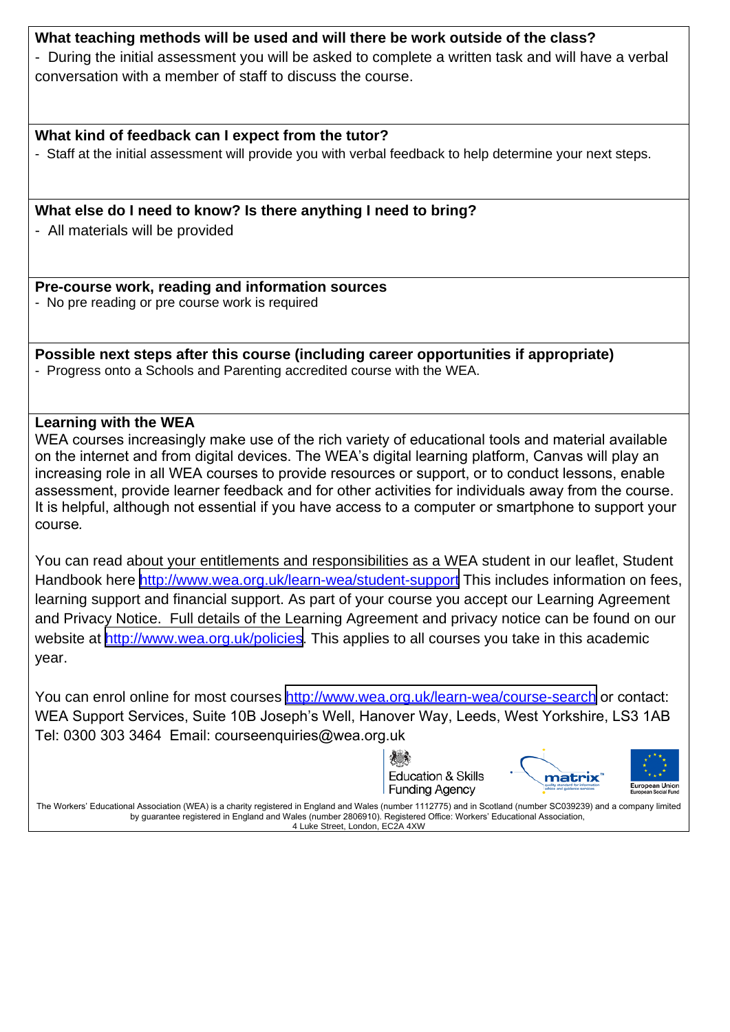**What teaching methods will be used and will there be work outside of the class?**

- During the initial assessment you will be asked to complete a written task and will have a verbal conversation with a member of staff to discuss the course.

**What kind of feedback can I expect from the tutor?**

- Staff at the initial assessment will provide you with verbal feedback to help determine your next steps.

**What else do I need to know? Is there anything I need to bring?**

- All materials will be provided

**Pre-course work, reading and information sources**

- No pre reading or pre course work is required

**Possible next steps after this course (including career opportunities if appropriate)**

- Progress onto a Schools and Parenting accredited course with the WEA.

**Learning with the WEA**

WEA courses increasingly make use of the rich variety of educational tools and material available on the internet and from digital devices. The WEA's digital learning platform, Canvas will play an increasing role in all WEA courses to provide resources or support, or to conduct lessons, enable assessment, provide learner feedback and for other activities for individuals away from the course. It is helpful, although not essential if you have access to a computer or smartphone to support your course.

You can read about your entitlements and responsibilities as a WEA student in our leaflet, Student Handbook here http://www.wea.org.uk/learn-wea/student-support This includes information on fees, learning support and financial support. As part of your course you accept our Learning Agreement and Privacy Notice. Full details of the Learning Agreement and privacy notice can be found on our website at http://www.wea.org.uk/policies. This applies to all courses you take in this academic year.

You can enrol online for most courses http://www.wea.org.uk/learn-wea/course-search or contact: WEA Support Services, Suite 10B Joseph's Well, Hanover Way, Leeds, West Yorkshire, LS3 1AB Tel: 0300 303 3464 Email: courseenquiries@wea.org.uk

Education & Skills Funding Agency

matrix

European Union European Social Fund

The Workers' Educational Association (WEA) is a charity registered in England and Wales (number 1112775) and in Scotland (number SC039239) and a company limited by guarantee registered in England and Wales (number 2806910). Registered Office: Workers' Educational Association, 4 Luke Street, London, EC2A 4XW